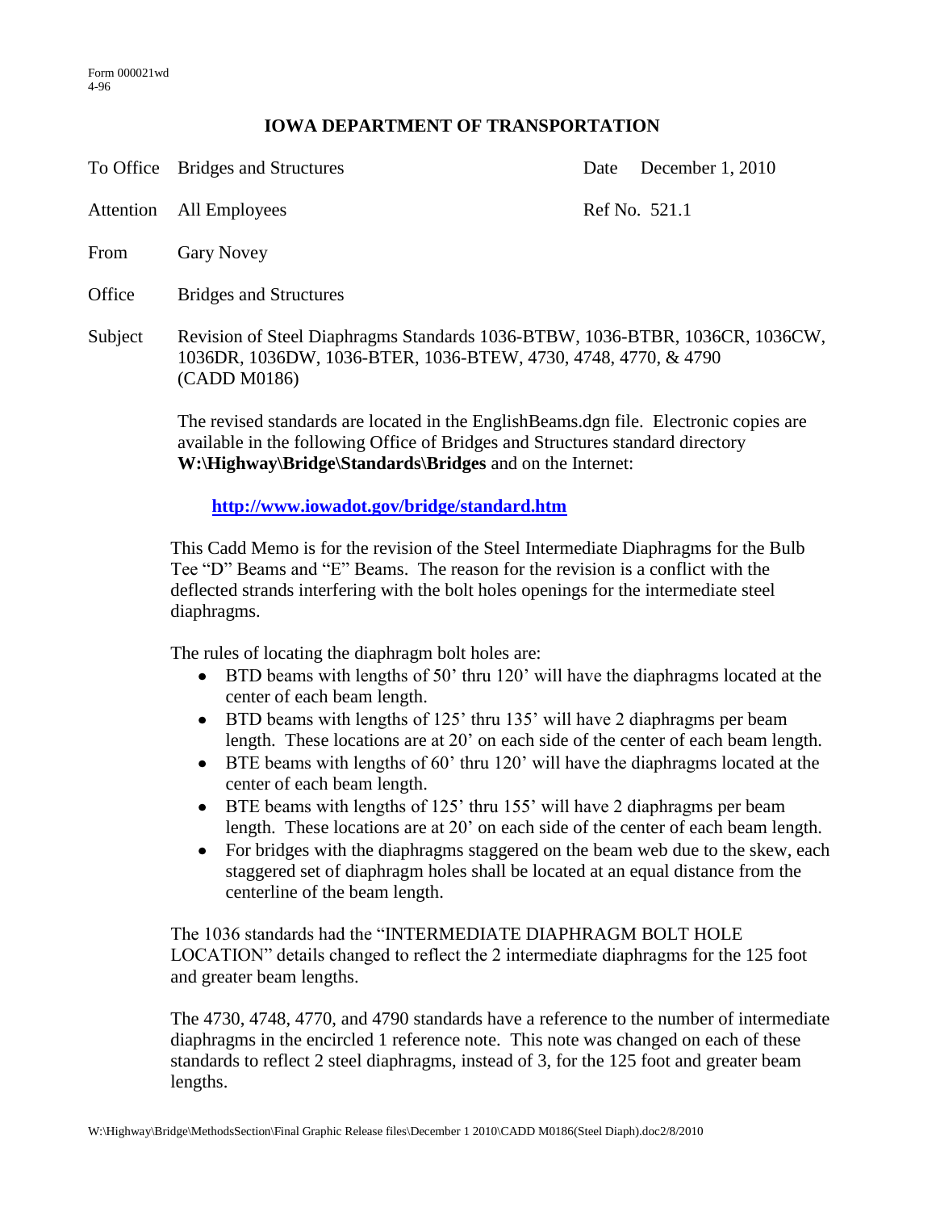Form 000021wd
4-96

# IOWA DEPARTMENT OF TRANSPORTATION

| | | | |
|---|---|---|---|
| To Office | Bridges and Structures | Date | December 1, 2010 |
| Attention | All Employees | Ref No. | 521.1 |
| From | Gary Novey | | |
| Office | Bridges and Structures | | |

Subject: Revision of Steel Diaphragms Standards 1036-BTBW, 1036-BTBR, 1036CR, 1036CW, 1036DR, 1036DW, 1036-BTER, 1036-BTEW, 4730, 4748, 4770, & 4790 (CADD M0186)

The revised standards are located in the EnglishBeams.dgn file. Electronic copies are available in the following Office of Bridges and Structures standard directory **W:\Highway\Bridge\Standards\Bridges** and on the Internet:

**http://www.iowadot.gov/bridge/standard.htm**

This Cadd Memo is for the revision of the Steel Intermediate Diaphragms for the Bulb Tee "D" Beams and "E" Beams. The reason for the revision is a conflict with the deflected strands interfering with the bolt holes openings for the intermediate steel diaphragms.

The rules of locating the diaphragm bolt holes are:

- BTD beams with lengths of 50' thru 120' will have the diaphragms located at the center of each beam length.
- BTD beams with lengths of 125' thru 135' will have 2 diaphragms per beam length. These locations are at 20' on each side of the center of each beam length.
- BTE beams with lengths of 60' thru 120' will have the diaphragms located at the center of each beam length.
- BTE beams with lengths of 125' thru 155' will have 2 diaphragms per beam length. These locations are at 20' on each side of the center of each beam length.
- For bridges with the diaphragms staggered on the beam web due to the skew, each staggered set of diaphragm holes shall be located at an equal distance from the centerline of the beam length.

The 1036 standards had the "INTERMEDIATE DIAPHRAGM BOLT HOLE LOCATION" details changed to reflect the 2 intermediate diaphragms for the 125 foot and greater beam lengths.

The 4730, 4748, 4770, and 4790 standards have a reference to the number of intermediate diaphragms in the encircled 1 reference note. This note was changed on each of these standards to reflect 2 steel diaphragms, instead of 3, for the 125 foot and greater beam lengths.

W:\Highway\Bridge\MethodsSection\Final Graphic Release files\December 1 2010\CADD M0186(Steel Diaph).doc2/8/2010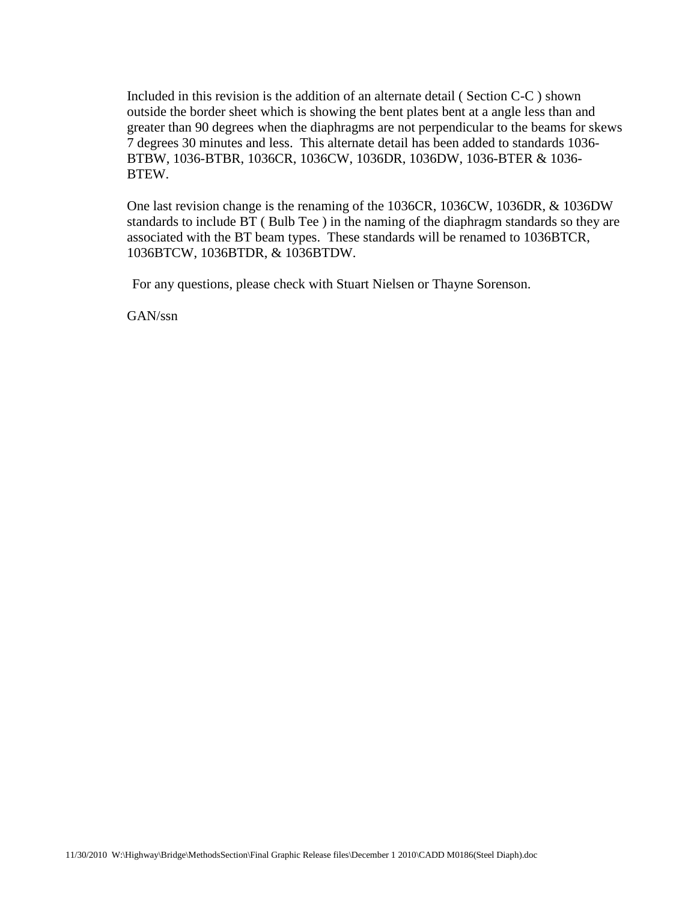Included in this revision is the addition of an alternate detail ( Section C-C ) shown outside the border sheet which is showing the bent plates bent at a angle less than and greater than 90 degrees when the diaphragms are not perpendicular to the beams for skews 7 degrees 30 minutes and less. This alternate detail has been added to standards 1036-BTBW, 1036-BTBR, 1036CR, 1036CW, 1036DR, 1036DW, 1036-BTER & 1036-BTEW.

One last revision change is the renaming of the 1036CR, 1036CW, 1036DR, & 1036DW standards to include BT ( Bulb Tee ) in the naming of the diaphragm standards so they are associated with the BT beam types. These standards will be renamed to 1036BTCR, 1036BTCW, 1036BTDR, & 1036BTDW.

For any questions, please check with Stuart Nielsen or Thayne Sorenson.

GAN/ssn

11/30/2010 W:\Highway\Bridge\MethodsSection\Final Graphic Release files\December 1 2010\CADD M0186(Steel Diaph).doc